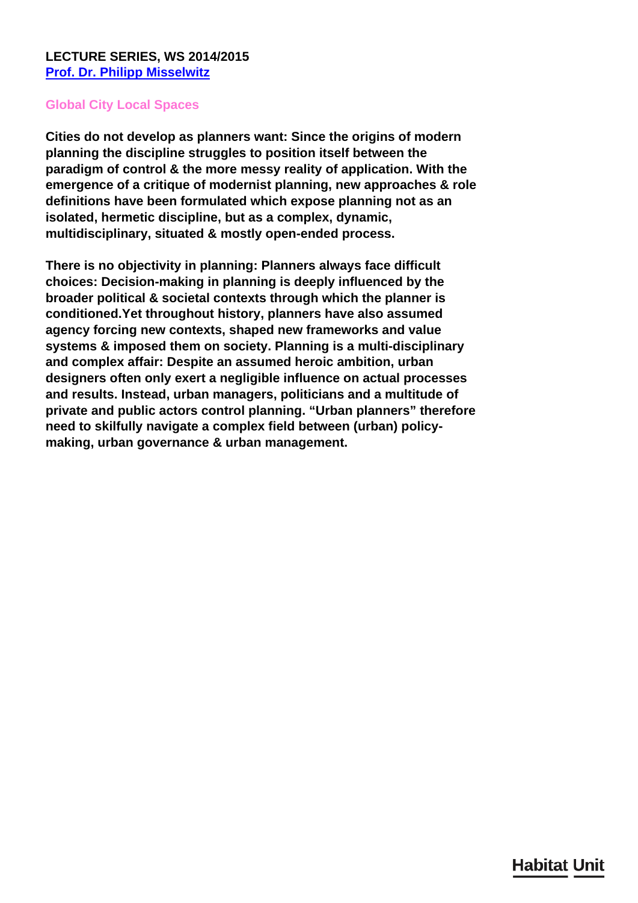**LECTURE SERIES, WS 2014/2015**
**Prof. Dr. Philipp Misselwitz**

## Global City Local Spaces

**Cities do not develop as planners want: Since the origins of modern planning the discipline struggles to position itself between the paradigm of control & the more messy reality of application. With the emergence of a critique of modernist planning, new approaches & role definitions have been formulated which expose planning not as an isolated, hermetic discipline, but as a complex, dynamic, multidisciplinary, situated & mostly open-ended process.**

**There is no objectivity in planning: Planners always face difficult choices: Decision-making in planning is deeply influenced by the broader political & societal contexts through which the planner is conditioned.Yet throughout history, planners have also assumed agency forcing new contexts, shaped new frameworks and value systems & imposed them on society. Planning is a multi-disciplinary and complex affair: Despite an assumed heroic ambition, urban designers often only exert a negligible influence on actual processes and results. Instead, urban managers, politicians and a multitude of private and public actors control planning. "Urban planners" therefore need to skilfully navigate a complex field between (urban) policy-making, urban governance & urban management.**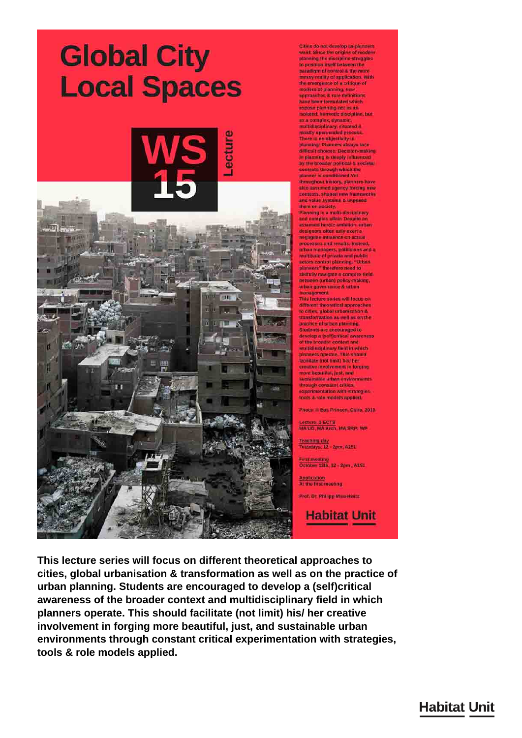# Global City Local Spaces

WS 15 Lecture

Cities do not develop as planners want. Since the origins of modern planning the discipline struggles to position itself between the paradigm of control & the more messy reality of application. With the emergence of a critique of modernist planning, new approaches & role definitions have been formulated which expose planning not as an isolated, hermetic discipline, but as a complex, dynamic, multidisciplinary, situated & mostly open-ended process. There is no objectivity in planning: Planners always face difficult choices: Decision-making in planning is deeply influenced by the broader political & societal contexts through which the planner is conditioned.Yet throughout history, planners have also assumed agency forcing new contexts, shaped new frameworks and value systems & imposed them on society.
Planning is a multi-disciplinary and complex affair: Despite an assumed heroic ambition, urban designers often only exert a negligible influence on actual processes and results. Instead, urban managers, politicians and a multitude of private and public actors control planning. "Urban planners" therefore need to skillfully navigate a complex field between (urban) policy-making, urban governance & urban management.
This lecture series will focus on different theoretical approaches to cities, global urbanisation & transformation as well as on the practice of urban planning.
Students are encouraged to develop a (self)critical awareness of the broader context and multidisciplinary field in which planners operate. This should facilitate (not limit) his/ her creative involvement in forging more beautiful, just, and sustainable urban environments through constant critical experimentation with strategies, tools & role models applied.

Photo: © Bas Princen, Cairo, 2010

Lecture, 3 ECTS
MA UD, MA Arch, MA SRP: WP

Teaching day
Tuesdays, 12 - 2pm, A151

First meeting
October 13th, 12 - 2pm , A151

Application
At the first meeting

Prof. Dr. Philipp Misselwitz

Habitat Unit

**This lecture series will focus on different theoretical approaches to cities, global urbanisation & transformation as well as on the practice of urban planning. Students are encouraged to develop a (self)critical awareness of the broader context and multidisciplinary field in which planners operate. This should facilitate (not limit) his/ her creative involvement in forging more beautiful, just, and sustainable urban environments through constant critical experimentation with strategies, tools & role models applied.**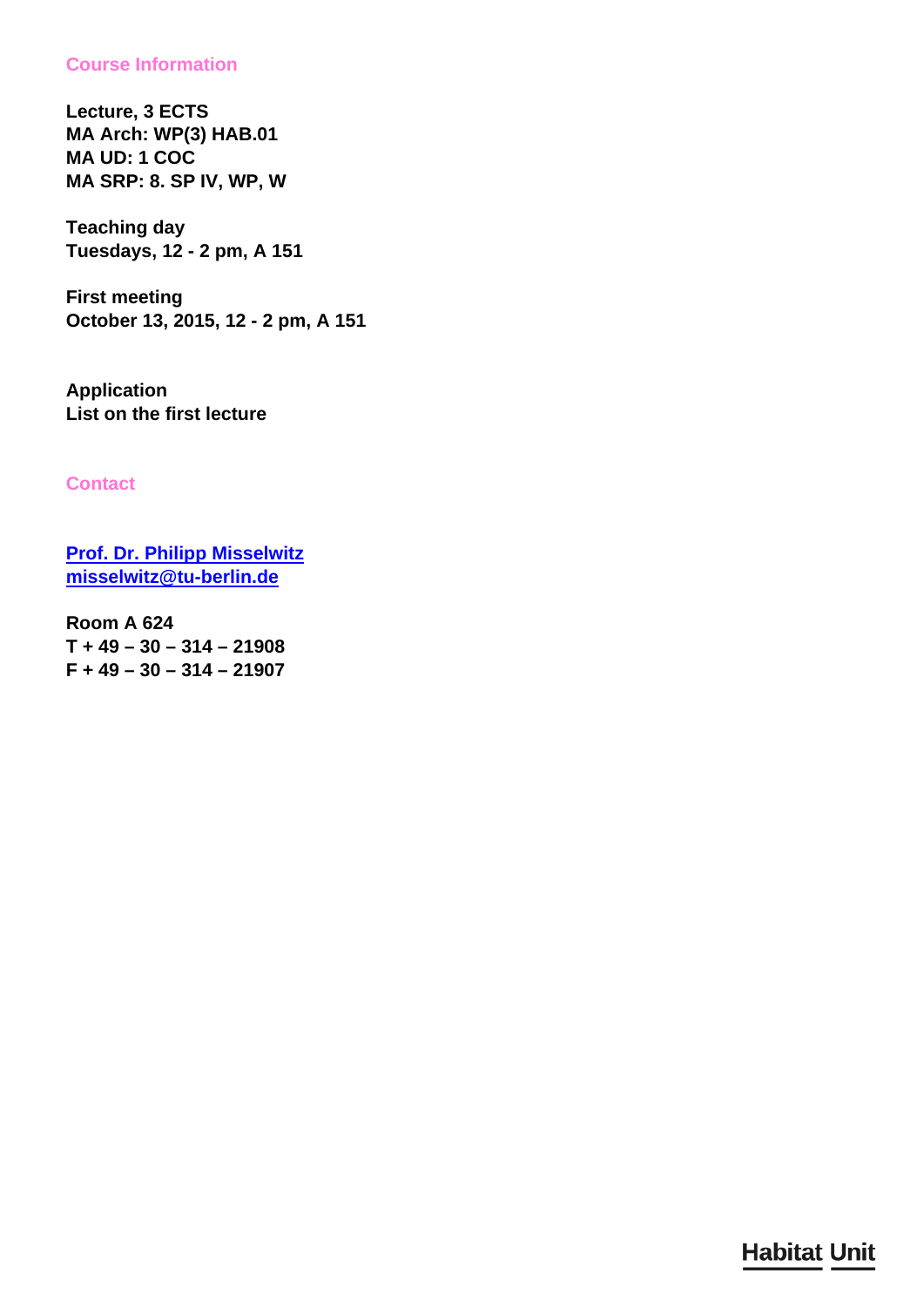## Course Information

**Lecture, 3 ECTS**
**MA Arch: WP(3) HAB.01**
**MA UD: 1 COC**
**MA SRP: 8. SP IV, WP, W**

**Teaching day**
**Tuesdays, 12 - 2 pm, A 151**

**First meeting**
**October 13, 2015, 12 - 2 pm, A 151**

**Application**
**List on the first lecture**

## Contact

**Prof. Dr. Philipp Misselwitz**
**misselwitz@tu-berlin.de**

**Room A 624**
**T + 49 – 30 – 314 – 21908**
**F + 49 – 30 – 314 – 21907**

**Habitat Unit**